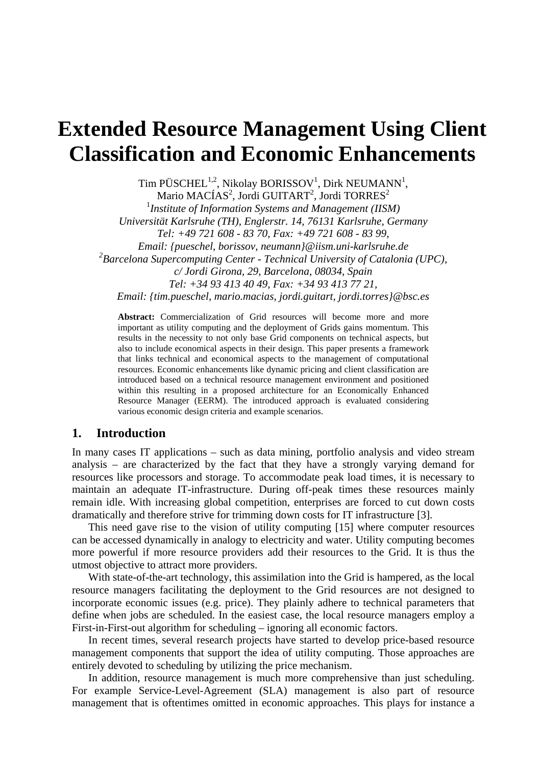# Extended Resource Management Using Client Classification and Economic Enhancements

Tim PÜSCHEL[1,2], Nikolay BORISSOV[1], Dirk NEUMANN[1],
Mario MACÍAS[2], Jordi GUITART[2], Jordi TORRES[2]

[1]*Institute of Information Systems and Management (IISM)*
*Universität Karlsruhe (TH), Englerstr. 14, 76131 Karlsruhe, Germany*
*Tel: +49 721 608 - 83 70, Fax: +49 721 608 - 83 99,*
*Email: {pueschel, borissov, neumann}@iism.uni-karlsruhe.de*

[2]*Barcelona Supercomputing Center - Technical University of Catalonia (UPC),*
*c/ Jordi Girona, 29, Barcelona, 08034, Spain*
*Tel: +34 93 413 40 49, Fax: +34 93 413 77 21,*
*Email: {tim.pueschel, mario.macias, jordi.guitart, jordi.torres}@bsc.es*

**Abstract:** Commercialization of Grid resources will become more and more important as utility computing and the deployment of Grids gains momentum. This results in the necessity to not only base Grid components on technical aspects, but also to include economical aspects in their design. This paper presents a framework that links technical and economical aspects to the management of computational resources. Economic enhancements like dynamic pricing and client classification are introduced based on a technical resource management environment and positioned within this resulting in a proposed architecture for an Economically Enhanced Resource Manager (EERM). The introduced approach is evaluated considering various economic design criteria and example scenarios.

## 1. Introduction

In many cases IT applications – such as data mining, portfolio analysis and video stream analysis – are characterized by the fact that they have a strongly varying demand for resources like processors and storage. To accommodate peak load times, it is necessary to maintain an adequate IT-infrastructure. During off-peak times these resources mainly remain idle. With increasing global competition, enterprises are forced to cut down costs dramatically and therefore strive for trimming down costs for IT infrastructure [3].

This need gave rise to the vision of utility computing [15] where computer resources can be accessed dynamically in analogy to electricity and water. Utility computing becomes more powerful if more resource providers add their resources to the Grid. It is thus the utmost objective to attract more providers.

With state-of-the-art technology, this assimilation into the Grid is hampered, as the local resource managers facilitating the deployment to the Grid resources are not designed to incorporate economic issues (e.g. price). They plainly adhere to technical parameters that define when jobs are scheduled. In the easiest case, the local resource managers employ a First-in-First-out algorithm for scheduling – ignoring all economic factors.

In recent times, several research projects have started to develop price-based resource management components that support the idea of utility computing. Those approaches are entirely devoted to scheduling by utilizing the price mechanism.

In addition, resource management is much more comprehensive than just scheduling. For example Service-Level-Agreement (SLA) management is also part of resource management that is oftentimes omitted in economic approaches. This plays for instance a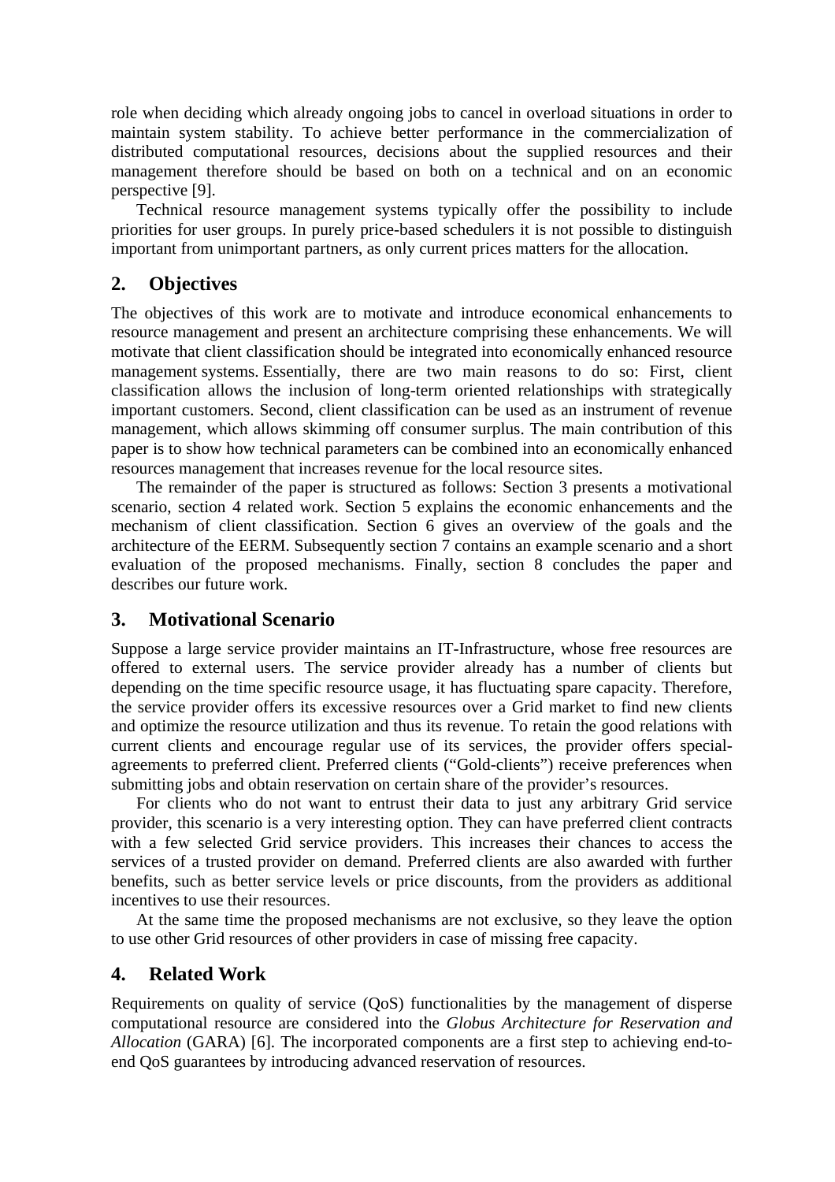role when deciding which already ongoing jobs to cancel in overload situations in order to maintain system stability. To achieve better performance in the commercialization of distributed computational resources, decisions about the supplied resources and their management therefore should be based on both on a technical and on an economic perspective [9].

Technical resource management systems typically offer the possibility to include priorities for user groups. In purely price-based schedulers it is not possible to distinguish important from unimportant partners, as only current prices matters for the allocation.

## 2. Objectives

The objectives of this work are to motivate and introduce economical enhancements to resource management and present an architecture comprising these enhancements. We will motivate that client classification should be integrated into economically enhanced resource management systems. Essentially, there are two main reasons to do so: First, client classification allows the inclusion of long-term oriented relationships with strategically important customers. Second, client classification can be used as an instrument of revenue management, which allows skimming off consumer surplus. The main contribution of this paper is to show how technical parameters can be combined into an economically enhanced resources management that increases revenue for the local resource sites.

The remainder of the paper is structured as follows: Section 3 presents a motivational scenario, section 4 related work. Section 5 explains the economic enhancements and the mechanism of client classification. Section 6 gives an overview of the goals and the architecture of the EERM. Subsequently section 7 contains an example scenario and a short evaluation of the proposed mechanisms. Finally, section 8 concludes the paper and describes our future work.

## 3. Motivational Scenario

Suppose a large service provider maintains an IT-Infrastructure, whose free resources are offered to external users. The service provider already has a number of clients but depending on the time specific resource usage, it has fluctuating spare capacity. Therefore, the service provider offers its excessive resources over a Grid market to find new clients and optimize the resource utilization and thus its revenue. To retain the good relations with current clients and encourage regular use of its services, the provider offers special-agreements to preferred client. Preferred clients ("Gold-clients") receive preferences when submitting jobs and obtain reservation on certain share of the provider's resources.

For clients who do not want to entrust their data to just any arbitrary Grid service provider, this scenario is a very interesting option. They can have preferred client contracts with a few selected Grid service providers. This increases their chances to access the services of a trusted provider on demand. Preferred clients are also awarded with further benefits, such as better service levels or price discounts, from the providers as additional incentives to use their resources.

At the same time the proposed mechanisms are not exclusive, so they leave the option to use other Grid resources of other providers in case of missing free capacity.

## 4. Related Work

Requirements on quality of service (QoS) functionalities by the management of disperse computational resource are considered into the *Globus Architecture for Reservation and Allocation* (GARA) [6]. The incorporated components are a first step to achieving end-to-end QoS guarantees by introducing advanced reservation of resources.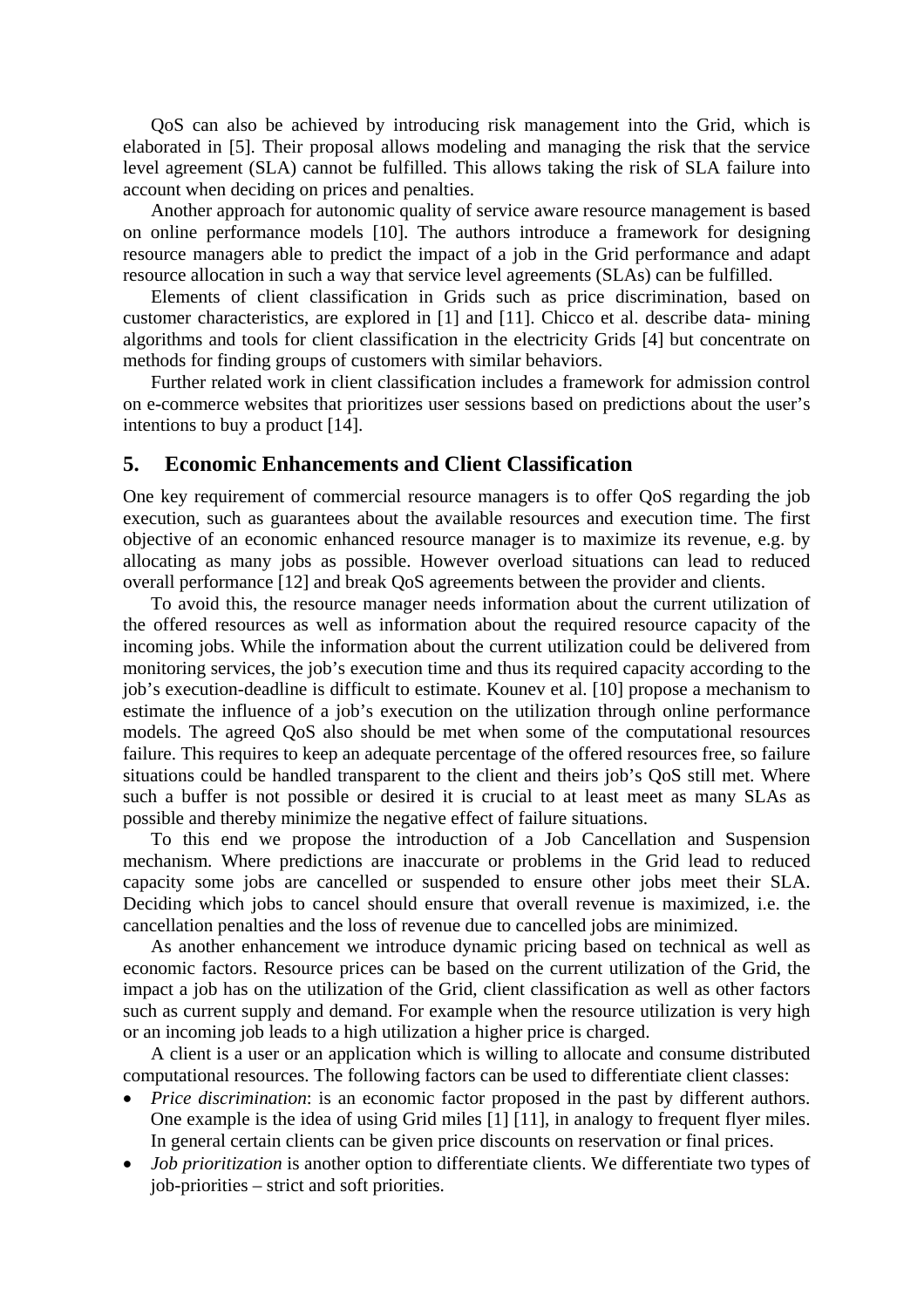QoS can also be achieved by introducing risk management into the Grid, which is elaborated in [5]. Their proposal allows modeling and managing the risk that the service level agreement (SLA) cannot be fulfilled. This allows taking the risk of SLA failure into account when deciding on prices and penalties.

Another approach for autonomic quality of service aware resource management is based on online performance models [10]. The authors introduce a framework for designing resource managers able to predict the impact of a job in the Grid performance and adapt resource allocation in such a way that service level agreements (SLAs) can be fulfilled.

Elements of client classification in Grids such as price discrimination, based on customer characteristics, are explored in [1] and [11]. Chicco et al. describe data- mining algorithms and tools for client classification in the electricity Grids [4] but concentrate on methods for finding groups of customers with similar behaviors.

Further related work in client classification includes a framework for admission control on e-commerce websites that prioritizes user sessions based on predictions about the user's intentions to buy a product [14].

## 5. Economic Enhancements and Client Classification

One key requirement of commercial resource managers is to offer QoS regarding the job execution, such as guarantees about the available resources and execution time. The first objective of an economic enhanced resource manager is to maximize its revenue, e.g. by allocating as many jobs as possible. However overload situations can lead to reduced overall performance [12] and break QoS agreements between the provider and clients.

To avoid this, the resource manager needs information about the current utilization of the offered resources as well as information about the required resource capacity of the incoming jobs. While the information about the current utilization could be delivered from monitoring services, the job's execution time and thus its required capacity according to the job's execution-deadline is difficult to estimate. Kounev et al. [10] propose a mechanism to estimate the influence of a job's execution on the utilization through online performance models. The agreed QoS also should be met when some of the computational resources failure. This requires to keep an adequate percentage of the offered resources free, so failure situations could be handled transparent to the client and theirs job's QoS still met. Where such a buffer is not possible or desired it is crucial to at least meet as many SLAs as possible and thereby minimize the negative effect of failure situations.

To this end we propose the introduction of a Job Cancellation and Suspension mechanism. Where predictions are inaccurate or problems in the Grid lead to reduced capacity some jobs are cancelled or suspended to ensure other jobs meet their SLA. Deciding which jobs to cancel should ensure that overall revenue is maximized, i.e. the cancellation penalties and the loss of revenue due to cancelled jobs are minimized.

As another enhancement we introduce dynamic pricing based on technical as well as economic factors. Resource prices can be based on the current utilization of the Grid, the impact a job has on the utilization of the Grid, client classification as well as other factors such as current supply and demand. For example when the resource utilization is very high or an incoming job leads to a high utilization a higher price is charged.

A client is a user or an application which is willing to allocate and consume distributed computational resources. The following factors can be used to differentiate client classes:

- *Price discrimination*: is an economic factor proposed in the past by different authors. One example is the idea of using Grid miles [1] [11], in analogy to frequent flyer miles. In general certain clients can be given price discounts on reservation or final prices.
- *Job prioritization* is another option to differentiate clients. We differentiate two types of job-priorities – strict and soft priorities.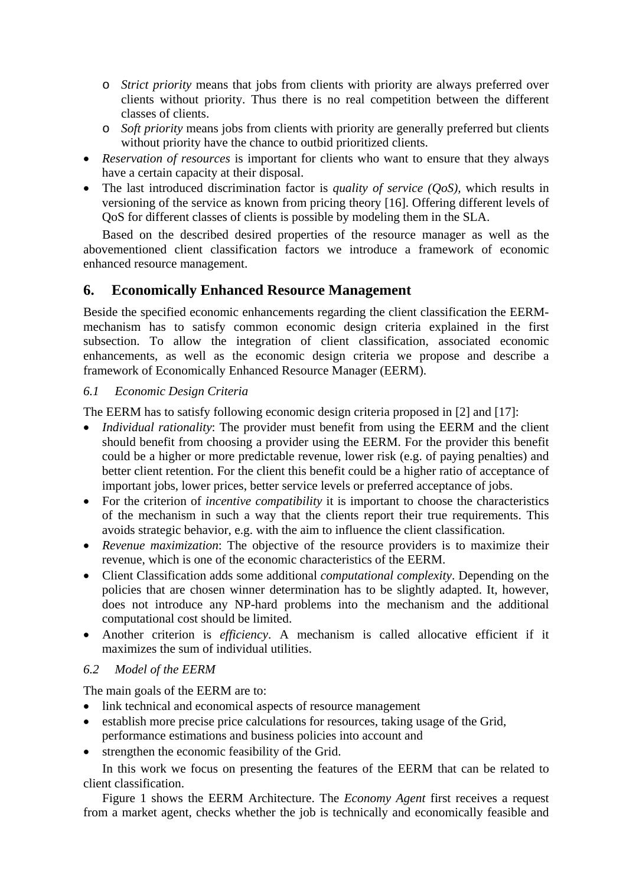- *Strict priority* means that jobs from clients with priority are always preferred over clients without priority. Thus there is no real competition between the different classes of clients.
  - *Soft priority* means jobs from clients with priority are generally preferred but clients without priority have the chance to outbid prioritized clients.
- *Reservation of resources* is important for clients who want to ensure that they always have a certain capacity at their disposal.
- The last introduced discrimination factor is *quality of service (QoS),* which results in versioning of the service as known from pricing theory [16]. Offering different levels of QoS for different classes of clients is possible by modeling them in the SLA.

Based on the described desired properties of the resource manager as well as the abovementioned client classification factors we introduce a framework of economic enhanced resource management.

## 6. Economically Enhanced Resource Management

Beside the specified economic enhancements regarding the client classification the EERM-mechanism has to satisfy common economic design criteria explained in the first subsection. To allow the integration of client classification, associated economic enhancements, as well as the economic design criteria we propose and describe a framework of Economically Enhanced Resource Manager (EERM).

### *6.1 Economic Design Criteria*

The EERM has to satisfy following economic design criteria proposed in [2] and [17]:

- *Individual rationality*: The provider must benefit from using the EERM and the client should benefit from choosing a provider using the EERM. For the provider this benefit could be a higher or more predictable revenue, lower risk (e.g. of paying penalties) and better client retention. For the client this benefit could be a higher ratio of acceptance of important jobs, lower prices, better service levels or preferred acceptance of jobs.
- For the criterion of *incentive compatibility* it is important to choose the characteristics of the mechanism in such a way that the clients report their true requirements. This avoids strategic behavior, e.g. with the aim to influence the client classification.
- *Revenue maximization*: The objective of the resource providers is to maximize their revenue, which is one of the economic characteristics of the EERM.
- Client Classification adds some additional *computational complexity*. Depending on the policies that are chosen winner determination has to be slightly adapted. It, however, does not introduce any NP-hard problems into the mechanism and the additional computational cost should be limited.
- Another criterion is *efficiency*. A mechanism is called allocative efficient if it maximizes the sum of individual utilities.

### *6.2 Model of the EERM*

The main goals of the EERM are to:

- link technical and economical aspects of resource management
- establish more precise price calculations for resources, taking usage of the Grid, performance estimations and business policies into account and
- strengthen the economic feasibility of the Grid.

In this work we focus on presenting the features of the EERM that can be related to client classification.

Figure 1 shows the EERM Architecture. The *Economy Agent* first receives a request from a market agent, checks whether the job is technically and economically feasible and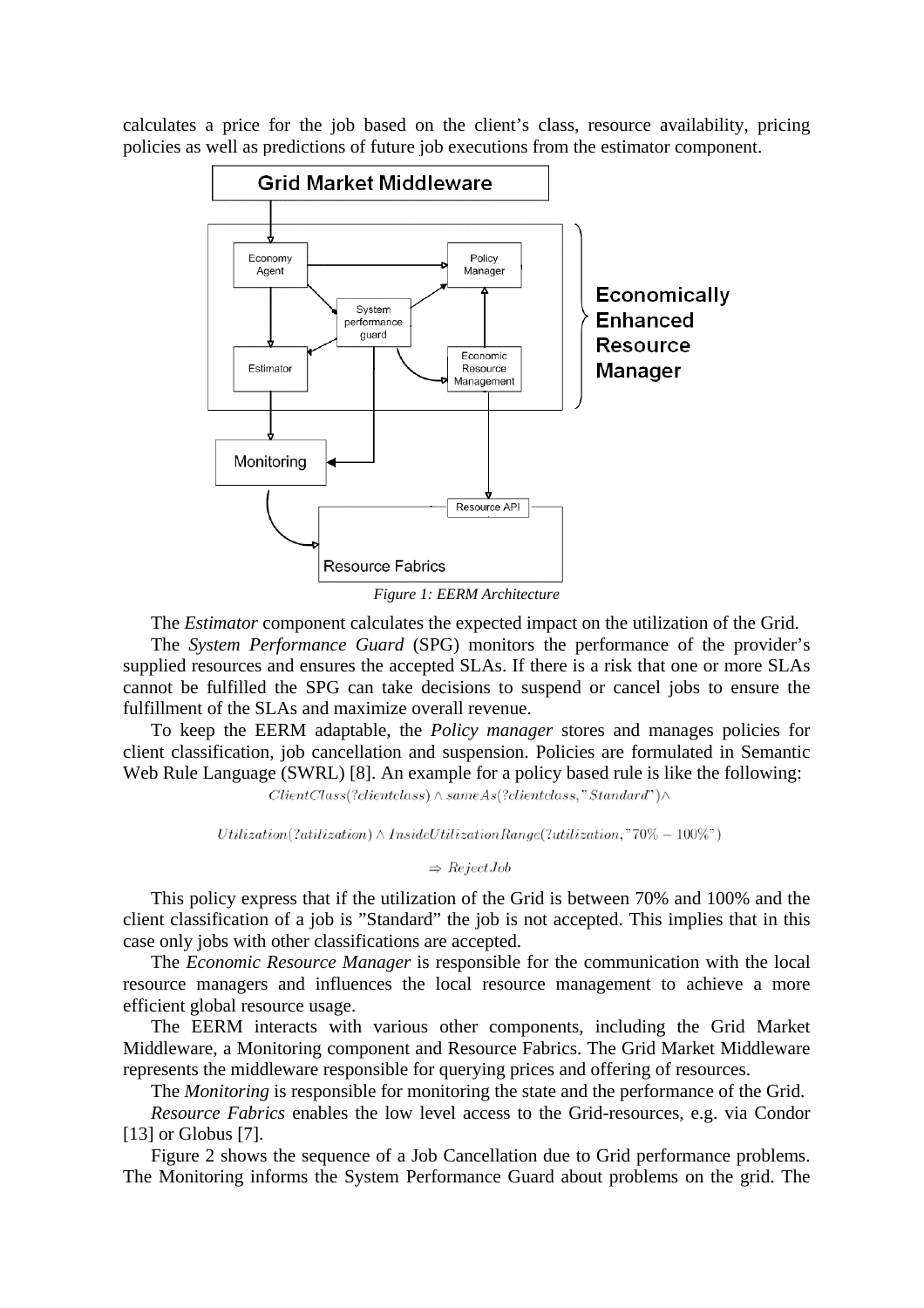calculates a price for the job based on the client's class, resource availability, pricing policies as well as predictions of future job executions from the estimator component.

*Figure 1: EERM Architecture*

The *Estimator* component calculates the expected impact on the utilization of the Grid.

The *System Performance Guard* (SPG) monitors the performance of the provider's supplied resources and ensures the accepted SLAs. If there is a risk that one or more SLAs cannot be fulfilled the SPG can take decisions to suspend or cancel jobs to ensure the fulfillment of the SLAs and maximize overall revenue.

To keep the EERM adaptable, the *Policy manager* stores and manages policies for client classification, job cancellation and suspension. Policies are formulated in Semantic Web Rule Language (SWRL) [8]. An example for a policy based rule is like the following:

$$ClientClass(?clientclass) \wedge sameAs(?clientclass, \text{"Standard"}) \wedge$$

$$Utilization(?utilization) \wedge InsideUtilizationRange(?utilization, \text{"70\% − 100\%"})$$

$$\Rightarrow RejectJob$$

This policy express that if the utilization of the Grid is between 70% and 100% and the client classification of a job is "Standard" the job is not accepted. This implies that in this case only jobs with other classifications are accepted.

The *Economic Resource Manager* is responsible for the communication with the local resource managers and influences the local resource management to achieve a more efficient global resource usage.

The EERM interacts with various other components, including the Grid Market Middleware, a Monitoring component and Resource Fabrics. The Grid Market Middleware represents the middleware responsible for querying prices and offering of resources.

The *Monitoring* is responsible for monitoring the state and the performance of the Grid.

*Resource Fabrics* enables the low level access to the Grid-resources, e.g. via Condor [13] or Globus [7].

Figure 2 shows the sequence of a Job Cancellation due to Grid performance problems. The Monitoring informs the System Performance Guard about problems on the grid. The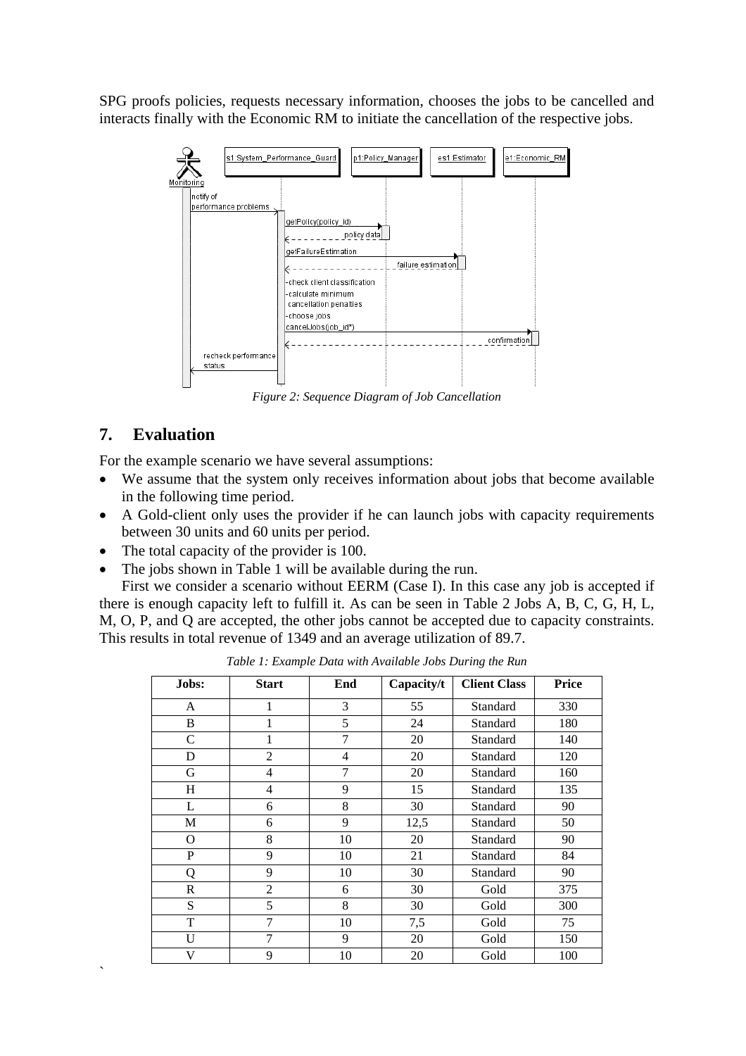SPG proofs policies, requests necessary information, chooses the jobs to be cancelled and interacts finally with the Economic RM to initiate the cancellation of the respective jobs.

*Figure 2: Sequence Diagram of Job Cancellation*

## 7. Evaluation

For the example scenario we have several assumptions:

- We assume that the system only receives information about jobs that become available in the following time period.
- A Gold-client only uses the provider if he can launch jobs with capacity requirements between 30 units and 60 units per period.
- The total capacity of the provider is 100.
- The jobs shown in Table 1 will be available during the run.

First we consider a scenario without EERM (Case I). In this case any job is accepted if there is enough capacity left to fulfill it. As can be seen in Table 2 Jobs A, B, C, G, H, L, M, O, P, and Q are accepted, the other jobs cannot be accepted due to capacity constraints. This results in total revenue of 1349 and an average utilization of 89.7.

*Table 1: Example Data with Available Jobs During the Run*

| Jobs: | Start | End | Capacity/t | Client Class | Price |
|---|---|---|---|---|---|
| A | 1 | 3 | 55 | Standard | 330 |
| B | 1 | 5 | 24 | Standard | 180 |
| C | 1 | 7 | 20 | Standard | 140 |
| D | 2 | 4 | 20 | Standard | 120 |
| G | 4 | 7 | 20 | Standard | 160 |
| H | 4 | 9 | 15 | Standard | 135 |
| L | 6 | 8 | 30 | Standard | 90 |
| M | 6 | 9 | 12,5 | Standard | 50 |
| O | 8 | 10 | 20 | Standard | 90 |
| P | 9 | 10 | 21 | Standard | 84 |
| Q | 9 | 10 | 30 | Standard | 90 |
| R | 2 | 6 | 30 | Gold | 375 |
| S | 5 | 8 | 30 | Gold | 300 |
| T | 7 | 10 | 7,5 | Gold | 75 |
| U | 7 | 9 | 20 | Gold | 150 |
| V | 9 | 10 | 20 | Gold | 100 |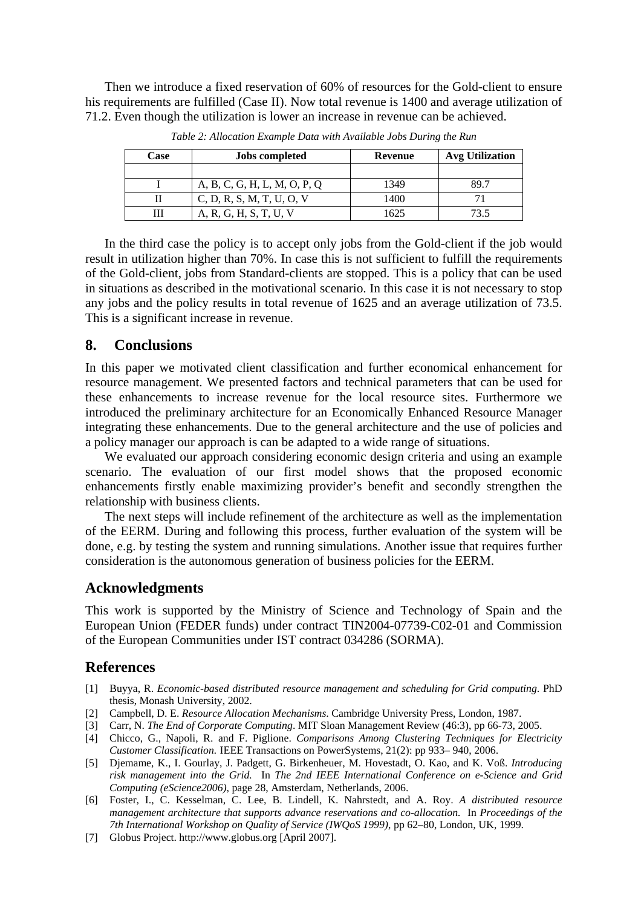Then we introduce a fixed reservation of 60% of resources for the Gold-client to ensure his requirements are fulfilled (Case II). Now total revenue is 1400 and average utilization of 71.2. Even though the utilization is lower an increase in revenue can be achieved.

*Table 2: Allocation Example Data with Available Jobs During the Run*

| Case | Jobs completed | Revenue | Avg Utilization |
|---|---|---|---|
| | | | |
| I | A, B, C, G, H, L, M, O, P, Q | 1349 | 89.7 |
| II | C, D, R, S, M, T, U, O, V | 1400 | 71 |
| III | A, R, G, H, S, T, U, V | 1625 | 73.5 |

In the third case the policy is to accept only jobs from the Gold-client if the job would result in utilization higher than 70%. In case this is not sufficient to fulfill the requirements of the Gold-client, jobs from Standard-clients are stopped. This is a policy that can be used in situations as described in the motivational scenario. In this case it is not necessary to stop any jobs and the policy results in total revenue of 1625 and an average utilization of 73.5. This is a significant increase in revenue.

## 8. Conclusions

In this paper we motivated client classification and further economical enhancement for resource management. We presented factors and technical parameters that can be used for these enhancements to increase revenue for the local resource sites. Furthermore we introduced the preliminary architecture for an Economically Enhanced Resource Manager integrating these enhancements. Due to the general architecture and the use of policies and a policy manager our approach is can be adapted to a wide range of situations.

We evaluated our approach considering economic design criteria and using an example scenario. The evaluation of our first model shows that the proposed economic enhancements firstly enable maximizing provider's benefit and secondly strengthen the relationship with business clients.

The next steps will include refinement of the architecture as well as the implementation of the EERM. During and following this process, further evaluation of the system will be done, e.g. by testing the system and running simulations. Another issue that requires further consideration is the autonomous generation of business policies for the EERM.

## Acknowledgments

This work is supported by the Ministry of Science and Technology of Spain and the European Union (FEDER funds) under contract TIN2004-07739-C02-01 and Commission of the European Communities under IST contract 034286 (SORMA).

## References

[1] Buyya, R. *Economic-based distributed resource management and scheduling for Grid computing*. PhD thesis, Monash University, 2002.

[2] Campbell, D. E. *Resource Allocation Mechanisms*. Cambridge University Press, London, 1987.

[3] Carr, N. *The End of Corporate Computing*. MIT Sloan Management Review (46:3), pp 66-73, 2005.

[4] Chicco, G., Napoli, R. and F. Piglione. *Comparisons Among Clustering Techniques for Electricity Customer Classification.* IEEE Transactions on PowerSystems, 21(2): pp 933– 940, 2006.

[5] Djemame, K., I. Gourlay, J. Padgett, G. Birkenheuer, M. Hovestadt, O. Kao, and K. Voß. *Introducing risk management into the Grid.* In *The 2nd IEEE International Conference on e-Science and Grid Computing (eScience2006)*, page 28, Amsterdam, Netherlands, 2006.

[6] Foster, I., C. Kesselman, C. Lee, B. Lindell, K. Nahrstedt, and A. Roy. *A distributed resource management architecture that supports advance reservations and co-allocation.* In *Proceedings of the 7th International Workshop on Quality of Service (IWQoS 1999)*, pp 62–80, London, UK, 1999.

[7] Globus Project. http://www.globus.org [April 2007].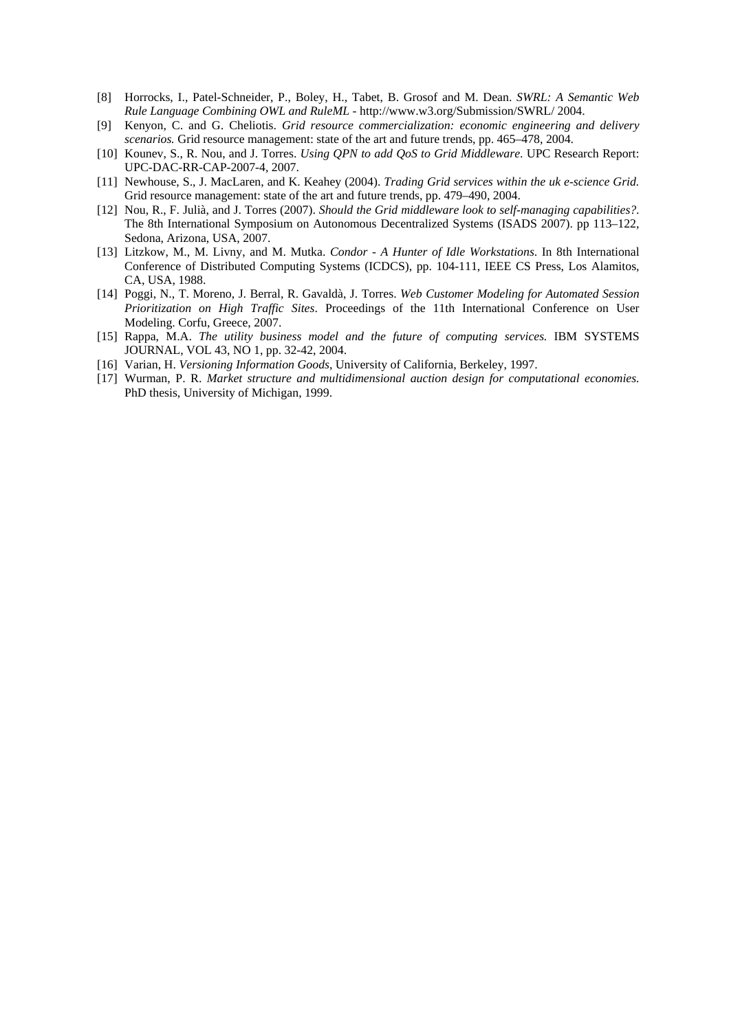[8] Horrocks, I., Patel-Schneider, P., Boley, H., Tabet, B. Grosof and M. Dean. *SWRL: A Semantic Web Rule Language Combining OWL and RuleML* - http://www.w3.org/Submission/SWRL/ 2004.

[9] Kenyon, C. and G. Cheliotis. *Grid resource commercialization: economic engineering and delivery scenarios.* Grid resource management: state of the art and future trends, pp. 465–478, 2004.

[10] Kounev, S., R. Nou, and J. Torres. *Using QPN to add QoS to Grid Middleware*. UPC Research Report: UPC-DAC-RR-CAP-2007-4, 2007.

[11] Newhouse, S., J. MacLaren, and K. Keahey (2004). *Trading Grid services within the uk e-science Grid.* Grid resource management: state of the art and future trends, pp. 479–490, 2004.

[12] Nou, R., F. Julià, and J. Torres (2007). *Should the Grid middleware look to self-managing capabilities?*. The 8th International Symposium on Autonomous Decentralized Systems (ISADS 2007). pp 113–122, Sedona, Arizona, USA, 2007.

[13] Litzkow, M., M. Livny, and M. Mutka. *Condor - A Hunter of Idle Workstations*. In 8th International Conference of Distributed Computing Systems (ICDCS), pp. 104-111, IEEE CS Press, Los Alamitos, CA, USA, 1988.

[14] Poggi, N., T. Moreno, J. Berral, R. Gavaldà, J. Torres. *Web Customer Modeling for Automated Session Prioritization on High Traffic Sites*. Proceedings of the 11th International Conference on User Modeling. Corfu, Greece, 2007.

[15] Rappa, M.A. *The utility business model and the future of computing services.* IBM SYSTEMS JOURNAL, VOL 43, NO 1, pp. 32-42, 2004.

[16] Varian, H. *Versioning Information Goods*, University of California, Berkeley, 1997.

[17] Wurman, P. R. *Market structure and multidimensional auction design for computational economies.* PhD thesis, University of Michigan, 1999.